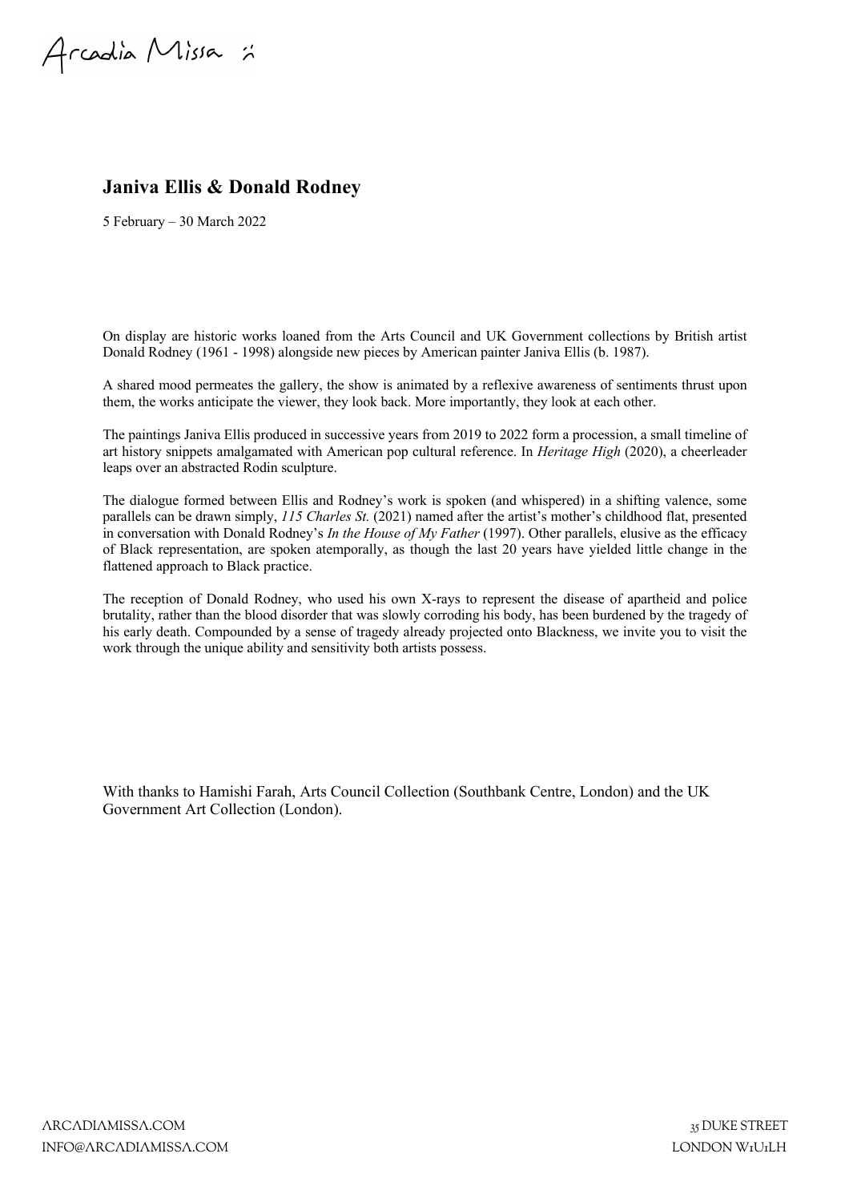# Janiva Ellis & Donald Rodney

5 February – 30 March 2022

On display are historic works loaned from the Arts Council and UK Government collections by British artist Donald Rodney (1961 - 1998) alongside new pieces by American painter Janiva Ellis (b. 1987).

A shared mood permeates the gallery, the show is animated by a reflexive awareness of sentiments thrust upon them, the works anticipate the viewer, they look back. More importantly, they look at each other.

The paintings Janiva Ellis produced in successive years from 2019 to 2022 form a procession, a small timeline of art history snippets amalgamated with American pop cultural reference. In *Heritage High* (2020), a cheerleader leaps over an abstracted Rodin sculpture.

The dialogue formed between Ellis and Rodney's work is spoken (and whispered) in a shifting valence, some parallels can be drawn simply, *115 Charles St.* (2021) named after the artist's mother's childhood flat, presented in conversation with Donald Rodney's *In the House of My Father* (1997). Other parallels, elusive as the efficacy of Black representation, are spoken atemporally, as though the last 20 years have yielded little change in the flattened approach to Black practice.

The reception of Donald Rodney, who used his own X-rays to represent the disease of apartheid and police brutality, rather than the blood disorder that was slowly corroding his body, has been burdened by the tragedy of his early death. Compounded by a sense of tragedy already projected onto Blackness, we invite you to visit the work through the unique ability and sensitivity both artists possess.

With thanks to Hamishi Farah, Arts Council Collection (Southbank Centre, London) and the UK Government Art Collection (London).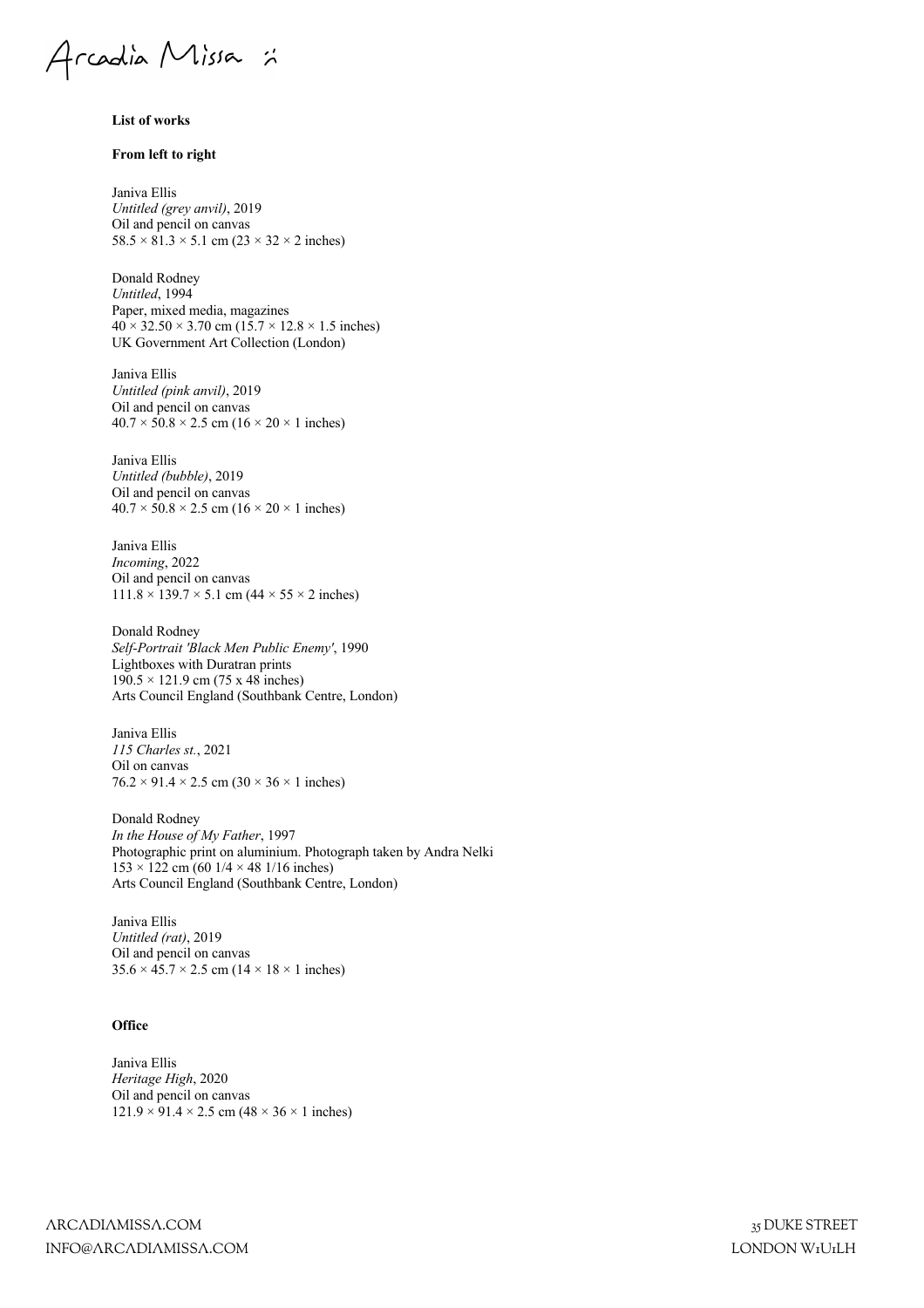**List of works**

**From left to right**

Janiva Ellis
*Untitled (grey anvil)*, 2019
Oil and pencil on canvas
58.5 × 81.3 × 5.1 cm (23 × 32 × 2 inches)

Donald Rodney
*Untitled*, 1994
Paper, mixed media, magazines
40 × 32.50 × 3.70 cm (15.7 × 12.8 × 1.5 inches)
UK Government Art Collection (London)

Janiva Ellis
*Untitled (pink anvil)*, 2019
Oil and pencil on canvas
40.7 × 50.8 × 2.5 cm (16 × 20 × 1 inches)

Janiva Ellis
*Untitled (bubble)*, 2019
Oil and pencil on canvas
40.7 × 50.8 × 2.5 cm (16 × 20 × 1 inches)

Janiva Ellis
*Incoming*, 2022
Oil and pencil on canvas
111.8 × 139.7 × 5.1 cm (44 × 55 × 2 inches)

Donald Rodney
*Self-Portrait 'Black Men Public Enemy'*, 1990
Lightboxes with Duratran prints
190.5 × 121.9 cm (75 x 48 inches)
Arts Council England (Southbank Centre, London)

Janiva Ellis
*115 Charles st.*, 2021
Oil on canvas
76.2 × 91.4 × 2.5 cm (30 × 36 × 1 inches)

Donald Rodney
*In the House of My Father*, 1997
Photographic print on aluminium. Photograph taken by Andra Nelki
153 × 122 cm (60 1/4 × 48 1/16 inches)
Arts Council England (Southbank Centre, London)

Janiva Ellis
*Untitled (rat)*, 2019
Oil and pencil on canvas
35.6 × 45.7 × 2.5 cm (14 × 18 × 1 inches)

**Office**

Janiva Ellis
*Heritage High*, 2020
Oil and pencil on canvas
121.9 × 91.4 × 2.5 cm (48 × 36 × 1 inches)